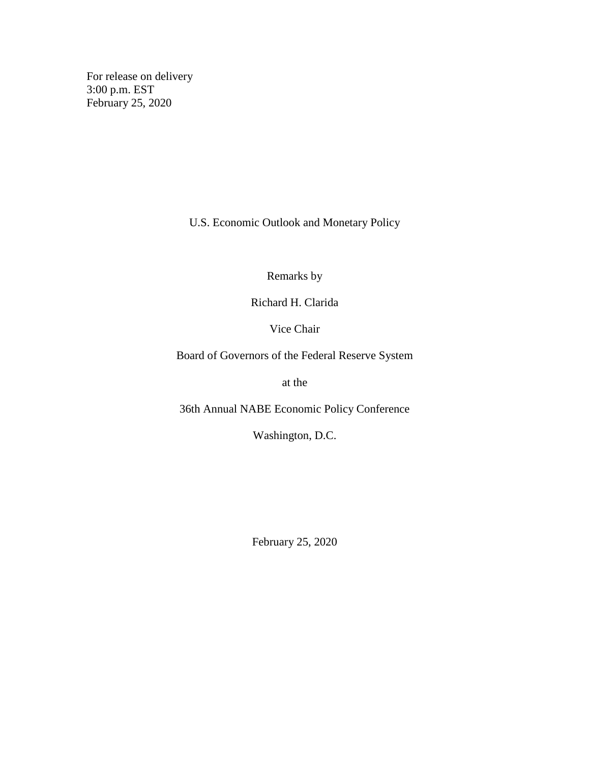For release on delivery
3:00 p.m. EST
February 25, 2020

# U.S. Economic Outlook and Monetary Policy

Remarks by

Richard H. Clarida

Vice Chair

Board of Governors of the Federal Reserve System

at the

36th Annual NABE Economic Policy Conference

Washington, D.C.

February 25, 2020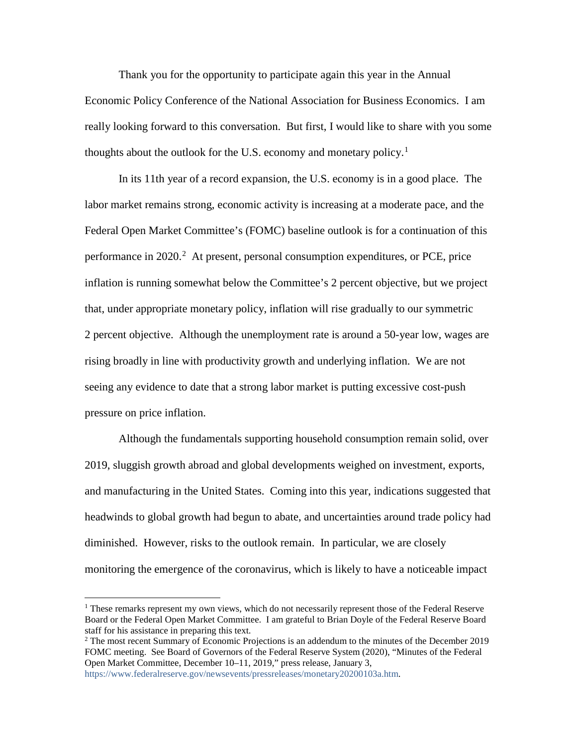Thank you for the opportunity to participate again this year in the Annual Economic Policy Conference of the National Association for Business Economics. I am really looking forward to this conversation. But first, I would like to share with you some thoughts about the outlook for the U.S. economy and monetary policy.[1]

In its 11th year of a record expansion, the U.S. economy is in a good place. The labor market remains strong, economic activity is increasing at a moderate pace, and the Federal Open Market Committee's (FOMC) baseline outlook is for a continuation of this performance in 2020.[2] At present, personal consumption expenditures, or PCE, price inflation is running somewhat below the Committee's 2 percent objective, but we project that, under appropriate monetary policy, inflation will rise gradually to our symmetric 2 percent objective. Although the unemployment rate is around a 50-year low, wages are rising broadly in line with productivity growth and underlying inflation. We are not seeing any evidence to date that a strong labor market is putting excessive cost-push pressure on price inflation.

Although the fundamentals supporting household consumption remain solid, over 2019, sluggish growth abroad and global developments weighed on investment, exports, and manufacturing in the United States. Coming into this year, indications suggested that headwinds to global growth had begun to abate, and uncertainties around trade policy had diminished. However, risks to the outlook remain. In particular, we are closely monitoring the emergence of the coronavirus, which is likely to have a noticeable impact

---

[1] These remarks represent my own views, which do not necessarily represent those of the Federal Reserve Board or the Federal Open Market Committee. I am grateful to Brian Doyle of the Federal Reserve Board staff for his assistance in preparing this text.

[2] The most recent Summary of Economic Projections is an addendum to the minutes of the December 2019 FOMC meeting. See Board of Governors of the Federal Reserve System (2020), "Minutes of the Federal Open Market Committee, December 10–11, 2019," press release, January 3, https://www.federalreserve.gov/newsevents/pressreleases/monetary20200103a.htm.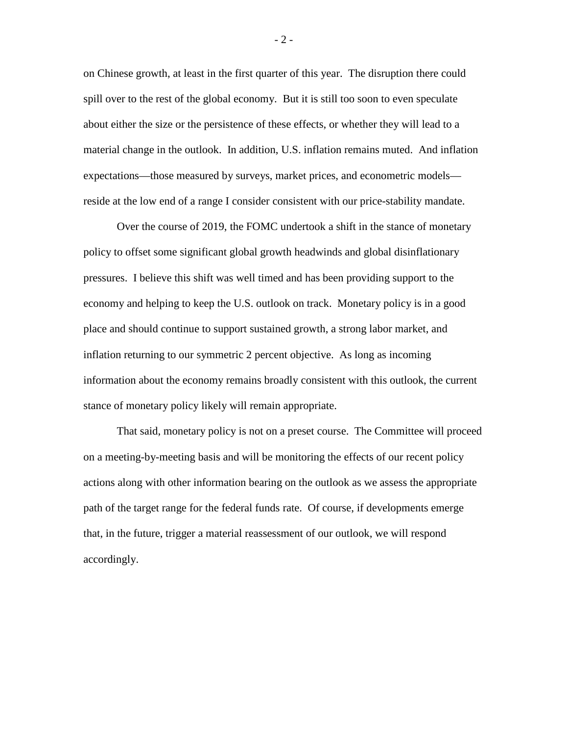on Chinese growth, at least in the first quarter of this year. The disruption there could spill over to the rest of the global economy. But it is still too soon to even speculate about either the size or the persistence of these effects, or whether they will lead to a material change in the outlook. In addition, U.S. inflation remains muted. And inflation expectations—those measured by surveys, market prices, and econometric models—reside at the low end of a range I consider consistent with our price-stability mandate.

Over the course of 2019, the FOMC undertook a shift in the stance of monetary policy to offset some significant global growth headwinds and global disinflationary pressures. I believe this shift was well timed and has been providing support to the economy and helping to keep the U.S. outlook on track. Monetary policy is in a good place and should continue to support sustained growth, a strong labor market, and inflation returning to our symmetric 2 percent objective. As long as incoming information about the economy remains broadly consistent with this outlook, the current stance of monetary policy likely will remain appropriate.

That said, monetary policy is not on a preset course. The Committee will proceed on a meeting-by-meeting basis and will be monitoring the effects of our recent policy actions along with other information bearing on the outlook as we assess the appropriate path of the target range for the federal funds rate. Of course, if developments emerge that, in the future, trigger a material reassessment of our outlook, we will respond accordingly.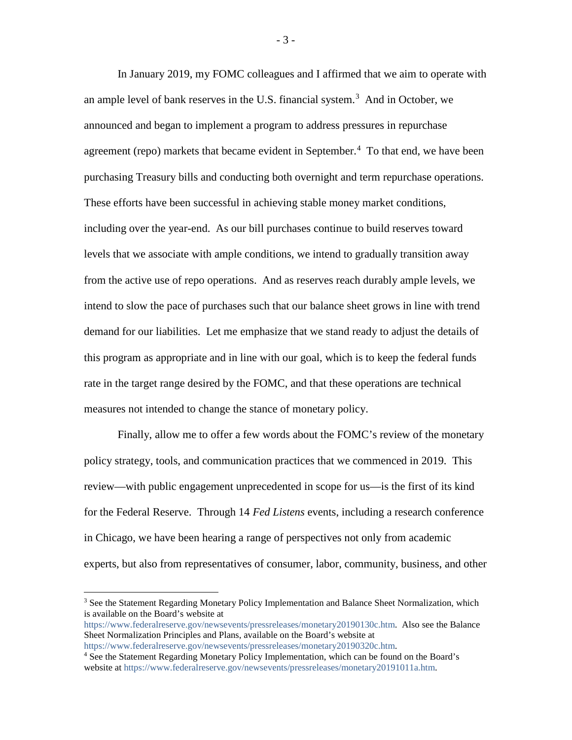In January 2019, my FOMC colleagues and I affirmed that we aim to operate with an ample level of bank reserves in the U.S. financial system.[3] And in October, we announced and began to implement a program to address pressures in repurchase agreement (repo) markets that became evident in September.[4] To that end, we have been purchasing Treasury bills and conducting both overnight and term repurchase operations. These efforts have been successful in achieving stable money market conditions, including over the year-end. As our bill purchases continue to build reserves toward levels that we associate with ample conditions, we intend to gradually transition away from the active use of repo operations. And as reserves reach durably ample levels, we intend to slow the pace of purchases such that our balance sheet grows in line with trend demand for our liabilities. Let me emphasize that we stand ready to adjust the details of this program as appropriate and in line with our goal, which is to keep the federal funds rate in the target range desired by the FOMC, and that these operations are technical measures not intended to change the stance of monetary policy.

Finally, allow me to offer a few words about the FOMC's review of the monetary policy strategy, tools, and communication practices that we commenced in 2019. This review—with public engagement unprecedented in scope for us—is the first of its kind for the Federal Reserve. Through 14 *Fed Listens* events, including a research conference in Chicago, we have been hearing a range of perspectives not only from academic experts, but also from representatives of consumer, labor, community, business, and other

---

[3] See the Statement Regarding Monetary Policy Implementation and Balance Sheet Normalization, which is available on the Board's website at https://www.federalreserve.gov/newsevents/pressreleases/monetary20190130c.htm. Also see the Balance Sheet Normalization Principles and Plans, available on the Board's website at https://www.federalreserve.gov/newsevents/pressreleases/monetary20190320c.htm.

[4] See the Statement Regarding Monetary Policy Implementation, which can be found on the Board's website at https://www.federalreserve.gov/newsevents/pressreleases/monetary20191011a.htm.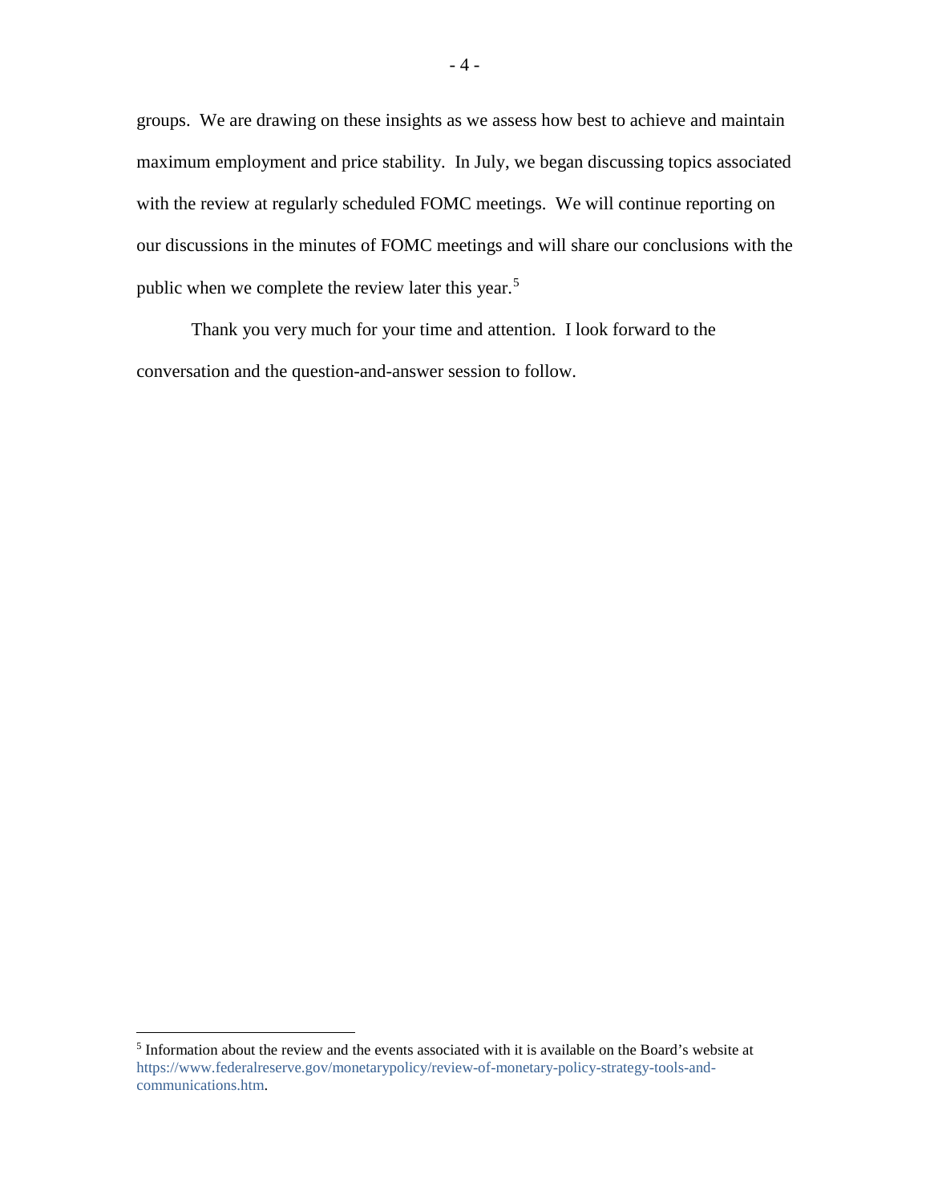groups. We are drawing on these insights as we assess how best to achieve and maintain maximum employment and price stability. In July, we began discussing topics associated with the review at regularly scheduled FOMC meetings. We will continue reporting on our discussions in the minutes of FOMC meetings and will share our conclusions with the public when we complete the review later this year.[5]

Thank you very much for your time and attention. I look forward to the conversation and the question-and-answer session to follow.

---

[5] Information about the review and the events associated with it is available on the Board's website at https://www.federalreserve.gov/monetarypolicy/review-of-monetary-policy-strategy-tools-and-communications.htm.